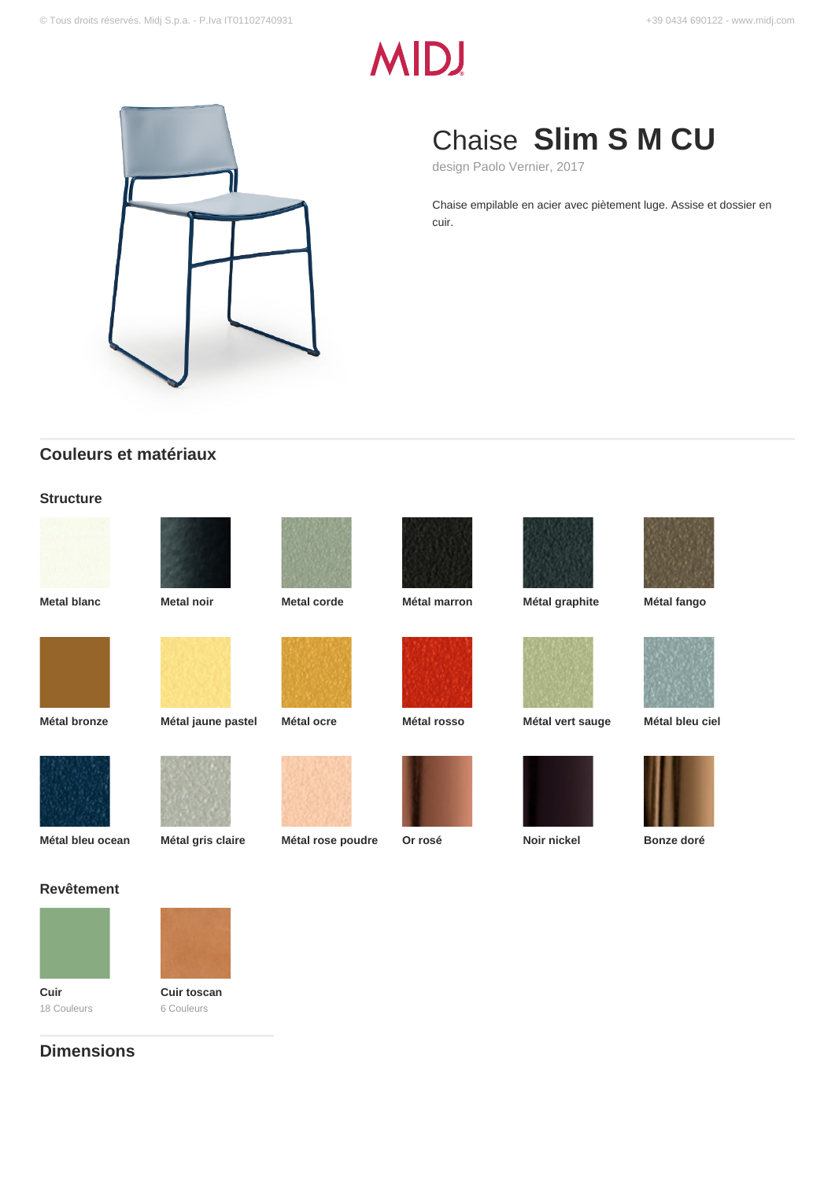# Chaise **Slim S M CU**

design Paolo Vernier, 2017

Chaise empilable en acier avec piètement luge. Assise et dossier en cuir.

## Couleurs et matériaux

### Structure

- Metal blanc
- Metal noir
- Metal corde
- Métal marron
- Métal graphite
- Métal fango
- Métal bronze
- Métal jaune pastel
- Métal ocre
- Métal rosso
- Métal vert sauge
- Métal bleu ciel
- Métal bleu ocean
- Métal gris claire
- Métal rose poudre
- Or rosé
- Noir nickel
- Bonze doré

### Revêtement

- **Cuir**
  18 Couleurs
- **Cuir toscan**
  6 Couleurs

## Dimensions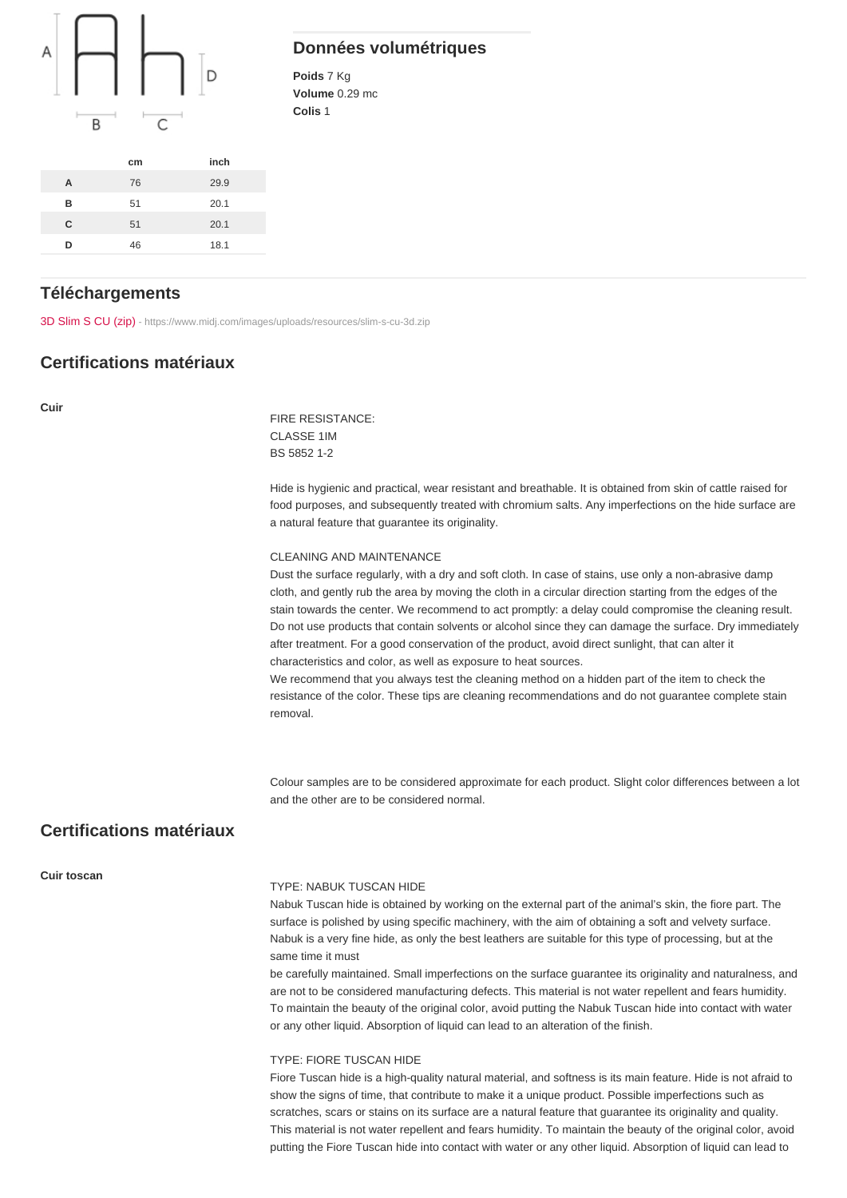| | cm | inch |
|---|---|---|
| **A** | 76 | 29.9 |
| **B** | 51 | 20.1 |
| **C** | 51 | 20.1 |
| **D** | 46 | 18.1 |

## Données volumétriques

**Poids** 7 Kg
**Volume** 0.29 mc
**Colis** 1

## Téléchargements

3D Slim S CU (zip) - https://www.midj.com/images/uploads/resources/slim-s-cu-3d.zip

## Certifications matériaux

**Cuir**

FIRE RESISTANCE:
CLASSE 1IM
BS 5852 1-2

Hide is hygienic and practical, wear resistant and breathable. It is obtained from skin of cattle raised for food purposes, and subsequently treated with chromium salts. Any imperfections on the hide surface are a natural feature that guarantee its originality.

CLEANING AND MAINTENANCE
Dust the surface regularly, with a dry and soft cloth. In case of stains, use only a non-abrasive damp cloth, and gently rub the area by moving the cloth in a circular direction starting from the edges of the stain towards the center. We recommend to act promptly: a delay could compromise the cleaning result. Do not use products that contain solvents or alcohol since they can damage the surface. Dry immediately after treatment. For a good conservation of the product, avoid direct sunlight, that can alter it characteristics and color, as well as exposure to heat sources.
We recommend that you always test the cleaning method on a hidden part of the item to check the resistance of the color. These tips are cleaning recommendations and do not guarantee complete stain removal.

Colour samples are to be considered approximate for each product. Slight color differences between a lot and the other are to be considered normal.

## Certifications matériaux

**Cuir toscan**

TYPE: NABUK TUSCAN HIDE
Nabuk Tuscan hide is obtained by working on the external part of the animal's skin, the fiore part. The surface is polished by using specific machinery, with the aim of obtaining a soft and velvety surface. Nabuk is a very fine hide, as only the best leathers are suitable for this type of processing, but at the same time it must
be carefully maintained. Small imperfections on the surface guarantee its originality and naturalness, and are not to be considered manufacturing defects. This material is not water repellent and fears humidity. To maintain the beauty of the original color, avoid putting the Nabuk Tuscan hide into contact with water or any other liquid. Absorption of liquid can lead to an alteration of the finish.

TYPE: FIORE TUSCAN HIDE
Fiore Tuscan hide is a high-quality natural material, and softness is its main feature. Hide is not afraid to show the signs of time, that contribute to make it a unique product. Possible imperfections such as scratches, scars or stains on its surface are a natural feature that guarantee its originality and quality. This material is not water repellent and fears humidity. To maintain the beauty of the original color, avoid putting the Fiore Tuscan hide into contact with water or any other liquid. Absorption of liquid can lead to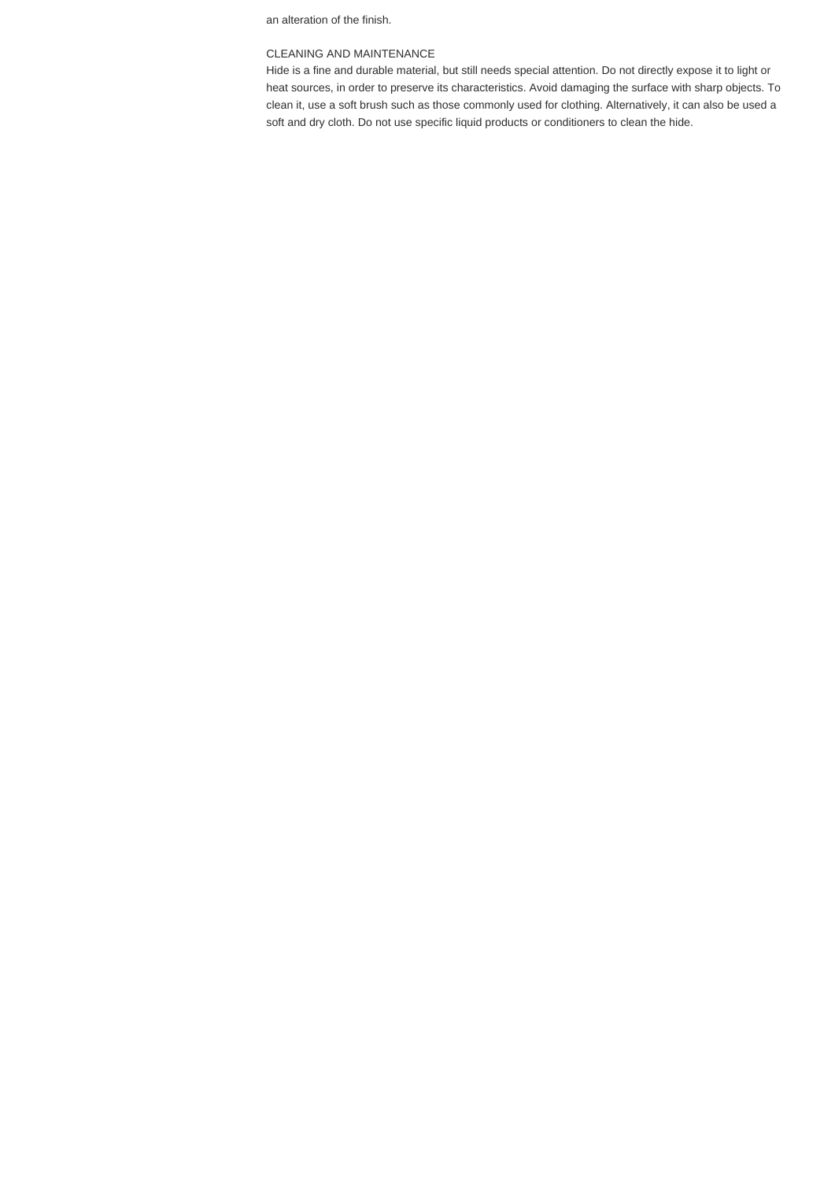an alteration of the finish.

CLEANING AND MAINTENANCE

Hide is a fine and durable material, but still needs special attention. Do not directly expose it to light or heat sources, in order to preserve its characteristics. Avoid damaging the surface with sharp objects. To clean it, use a soft brush such as those commonly used for clothing. Alternatively, it can also be used a soft and dry cloth. Do not use specific liquid products or conditioners to clean the hide.